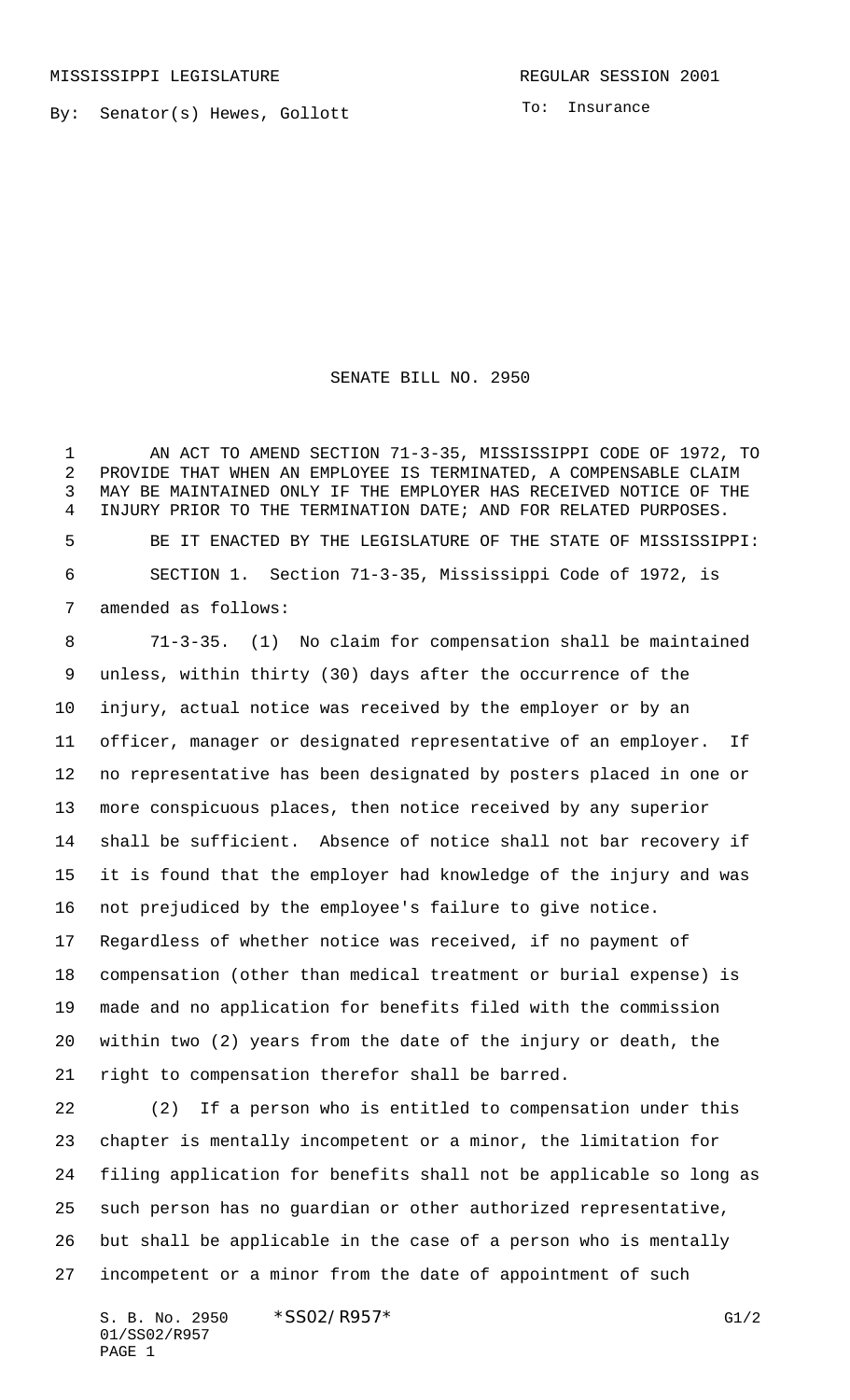MISSISSIPPI LEGISLATURE

REGULAR SESSION 2001

By: Senator(s) Hewes, Gollott

To: Insurance

# SENATE BILL NO. 2950

AN ACT TO AMEND SECTION 71-3-35, MISSISSIPPI CODE OF 1972, TO PROVIDE THAT WHEN AN EMPLOYEE IS TERMINATED, A COMPENSABLE CLAIM MAY BE MAINTAINED ONLY IF THE EMPLOYER HAS RECEIVED NOTICE OF THE INJURY PRIOR TO THE TERMINATION DATE; AND FOR RELATED PURPOSES.

BE IT ENACTED BY THE LEGISLATURE OF THE STATE OF MISSISSIPPI:

SECTION 1. Section 71-3-35, Mississippi Code of 1972, is amended as follows:

71-3-35. (1) No claim for compensation shall be maintained unless, within thirty (30) days after the occurrence of the injury, actual notice was received by the employer or by an officer, manager or designated representative of an employer. If no representative has been designated by posters placed in one or more conspicuous places, then notice received by any superior shall be sufficient. Absence of notice shall not bar recovery if it is found that the employer had knowledge of the injury and was not prejudiced by the employee's failure to give notice. Regardless of whether notice was received, if no payment of compensation (other than medical treatment or burial expense) is made and no application for benefits filed with the commission within two (2) years from the date of the injury or death, the right to compensation therefor shall be barred.

(2) If a person who is entitled to compensation under this chapter is mentally incompetent or a minor, the limitation for filing application for benefits shall not be applicable so long as such person has no guardian or other authorized representative, but shall be applicable in the case of a person who is mentally incompetent or a minor from the date of appointment of such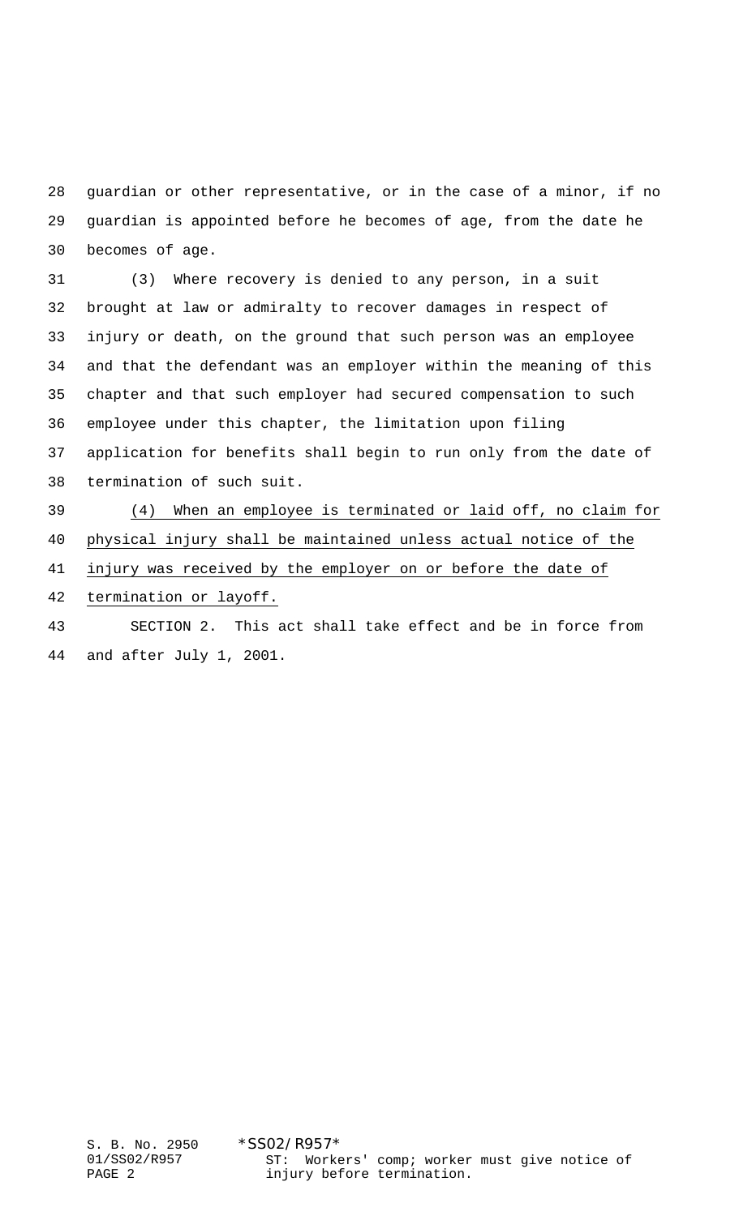guardian or other representative, or in the case of a minor, if no guardian is appointed before he becomes of age, from the date he becomes of age.

(3) Where recovery is denied to any person, in a suit brought at law or admiralty to recover damages in respect of injury or death, on the ground that such person was an employee and that the defendant was an employer within the meaning of this chapter and that such employer had secured compensation to such employee under this chapter, the limitation upon filing application for benefits shall begin to run only from the date of termination of such suit.

<u>(4) When an employee is terminated or laid off, no claim for physical injury shall be maintained unless actual notice of the injury was received by the employer on or before the date of termination or layoff.</u>

SECTION 2. This act shall take effect and be in force from and after July 1, 2001.